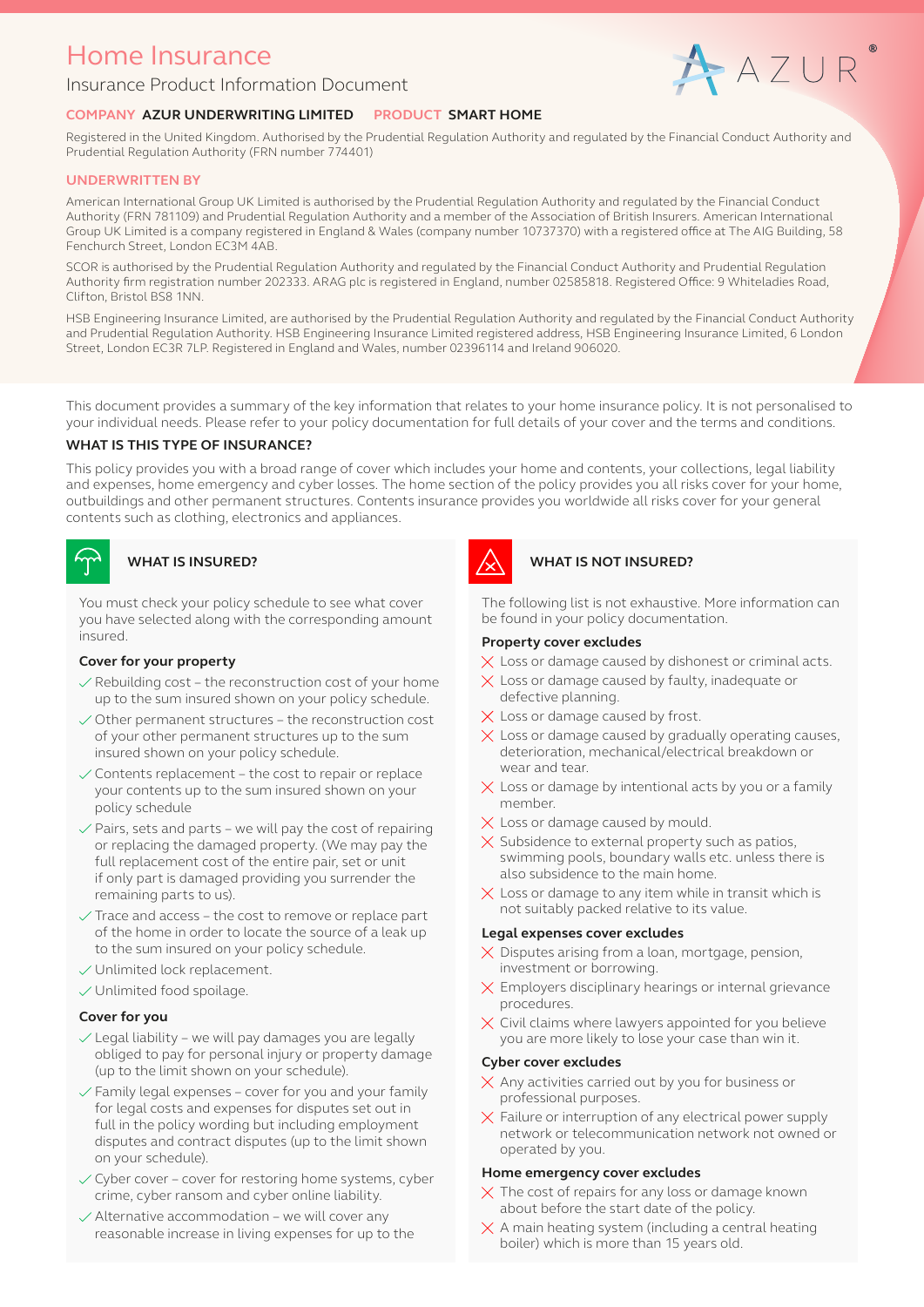# Home Insurance

Insurance Product Information Document

**COMPANY** AZUR UNDERWRITING LIMITED **PRODUCT** SMART HOME

Registered in the United Kingdom. Authorised by the Prudential Regulation Authority and regulated by the Financial Conduct Authority and Prudential Regulation Authority (FRN number 774401)

**UNDERWRITTEN BY**

American International Group UK Limited is authorised by the Prudential Regulation Authority and regulated by the Financial Conduct Authority (FRN 781109) and Prudential Regulation Authority and a member of the Association of British Insurers. American International Group UK Limited is a company registered in England & Wales (company number 10737370) with a registered office at The AIG Building, 58 Fenchurch Street, London EC3M 4AB.

SCOR is authorised by the Prudential Regulation Authority and regulated by the Financial Conduct Authority and Prudential Regulation Authority firm registration number 202333. ARAG plc is registered in England, number 02585818. Registered Office: 9 Whiteladies Road, Clifton, Bristol BS8 1NN.

HSB Engineering Insurance Limited, are authorised by the Prudential Regulation Authority and regulated by the Financial Conduct Authority and Prudential Regulation Authority. HSB Engineering Insurance Limited registered address, HSB Engineering Insurance Limited, 6 London Street, London EC3R 7LP. Registered in England and Wales, number 02396114 and Ireland 906020.

This document provides a summary of the key information that relates to your home insurance policy. It is not personalised to your individual needs. Please refer to your policy documentation for full details of your cover and the terms and conditions.

## WHAT IS THIS TYPE OF INSURANCE?

This policy provides you with a broad range of cover which includes your home and contents, your collections, legal liability and expenses, home emergency and cyber losses. The home section of the policy provides you all risks cover for your home, outbuildings and other permanent structures. Contents insurance provides you worldwide all risks cover for your general contents such as clothing, electronics and appliances.

## WHAT IS INSURED?

You must check your policy schedule to see what cover you have selected along with the corresponding amount insured.

### Cover for your property

- ✓ Rebuilding cost – the reconstruction cost of your home up to the sum insured shown on your policy schedule.
- ✓ Other permanent structures – the reconstruction cost of your other permanent structures up to the sum insured shown on your policy schedule.
- ✓ Contents replacement – the cost to repair or replace your contents up to the sum insured shown on your policy schedule
- ✓ Pairs, sets and parts – we will pay the cost of repairing or replacing the damaged property. (We may pay the full replacement cost of the entire pair, set or unit if only part is damaged providing you surrender the remaining parts to us).
- ✓ Trace and access – the cost to remove or replace part of the home in order to locate the source of a leak up to the sum insured on your policy schedule.
- ✓ Unlimited lock replacement.
- ✓ Unlimited food spoilage.

### Cover for you

- ✓ Legal liability – we will pay damages you are legally obliged to pay for personal injury or property damage (up to the limit shown on your schedule).
- ✓ Family legal expenses – cover for you and your family for legal costs and expenses for disputes set out in full in the policy wording but including employment disputes and contract disputes (up to the limit shown on your schedule).
- ✓ Cyber cover – cover for restoring home systems, cyber crime, cyber ransom and cyber online liability.
- ✓ Alternative accommodation – we will cover any reasonable increase in living expenses for up to the

## WHAT IS NOT INSURED?

The following list is not exhaustive. More information can be found in your policy documentation.

### Property cover excludes

- ✗ Loss or damage caused by dishonest or criminal acts.
- ✗ Loss or damage caused by faulty, inadequate or defective planning.
- ✗ Loss or damage caused by frost.
- ✗ Loss or damage caused by gradually operating causes, deterioration, mechanical/electrical breakdown or wear and tear.
- ✗ Loss or damage by intentional acts by you or a family member.
- ✗ Loss or damage caused by mould.
- ✗ Subsidence to external property such as patios, swimming pools, boundary walls etc. unless there is also subsidence to the main home.
- ✗ Loss or damage to any item while in transit which is not suitably packed relative to its value.

### Legal expenses cover excludes

- ✗ Disputes arising from a loan, mortgage, pension, investment or borrowing.
- ✗ Employers disciplinary hearings or internal grievance procedures.
- ✗ Civil claims where lawyers appointed for you believe you are more likely to lose your case than win it.

### Cyber cover excludes

- ✗ Any activities carried out by you for business or professional purposes.
- ✗ Failure or interruption of any electrical power supply network or telecommunication network not owned or operated by you.

### Home emergency cover excludes

- ✗ The cost of repairs for any loss or damage known about before the start date of the policy.
- ✗ A main heating system (including a central heating boiler) which is more than 15 years old.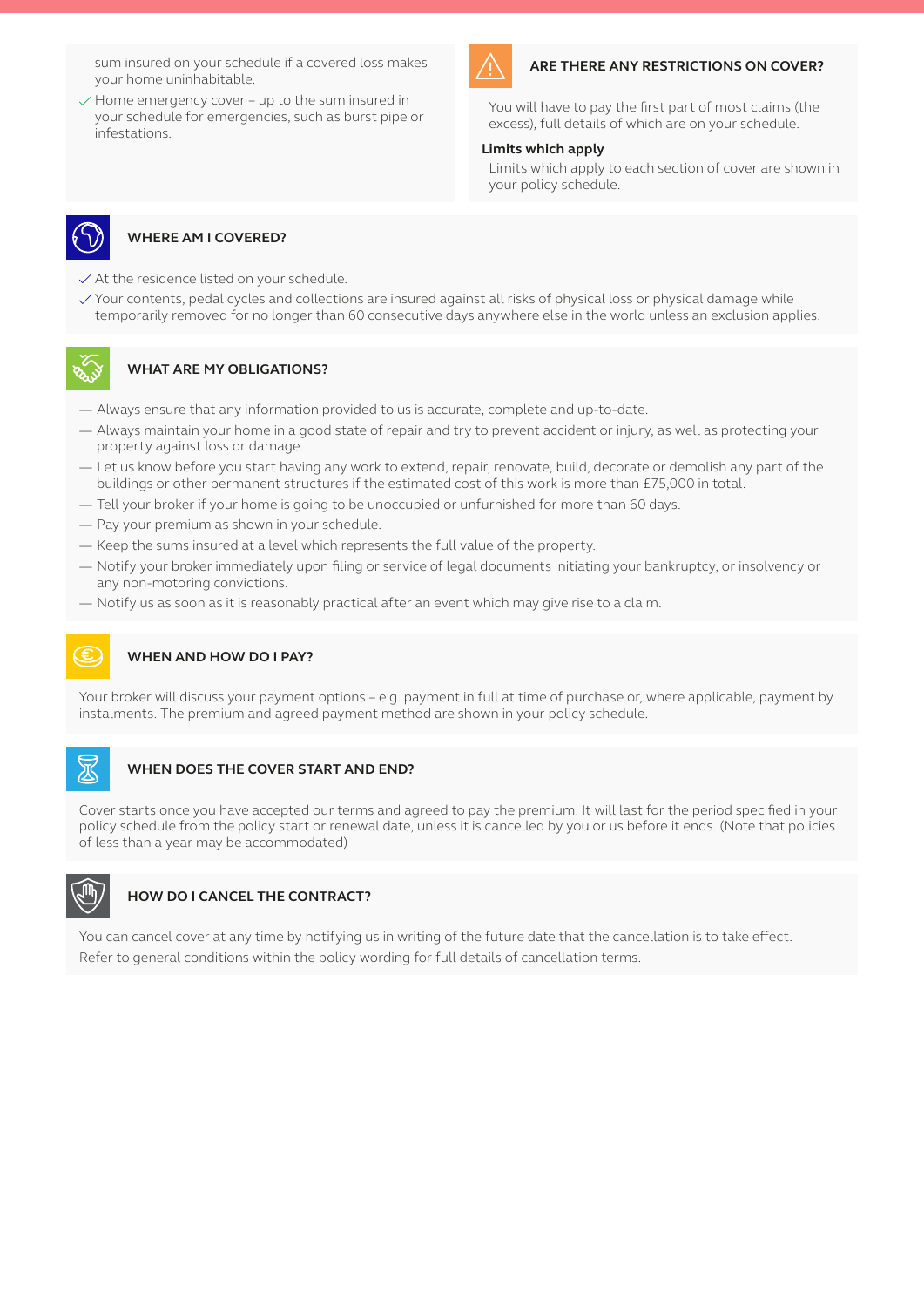sum insured on your schedule if a covered loss makes your home uninhabitable.

- ✓ Home emergency cover – up to the sum insured in your schedule for emergencies, such as burst pipe or infestations.

## ARE THERE ANY RESTRICTIONS ON COVER?

- You will have to pay the first part of most claims (the excess), full details of which are on your schedule.

**Limits which apply**

- Limits which apply to each section of cover are shown in your policy schedule.

## WHERE AM I COVERED?

- ✓ At the residence listed on your schedule.
- ✓ Your contents, pedal cycles and collections are insured against all risks of physical loss or physical damage while temporarily removed for no longer than 60 consecutive days anywhere else in the world unless an exclusion applies.

## WHAT ARE MY OBLIGATIONS?

- Always ensure that any information provided to us is accurate, complete and up-to-date.
- Always maintain your home in a good state of repair and try to prevent accident or injury, as well as protecting your property against loss or damage.
- Let us know before you start having any work to extend, repair, renovate, build, decorate or demolish any part of the buildings or other permanent structures if the estimated cost of this work is more than £75,000 in total.
- Tell your broker if your home is going to be unoccupied or unfurnished for more than 60 days.
- Pay your premium as shown in your schedule.
- Keep the sums insured at a level which represents the full value of the property.
- Notify your broker immediately upon filing or service of legal documents initiating your bankruptcy, or insolvency or any non-motoring convictions.
- Notify us as soon as it is reasonably practical after an event which may give rise to a claim.

## WHEN AND HOW DO I PAY?

Your broker will discuss your payment options – e.g. payment in full at time of purchase or, where applicable, payment by instalments. The premium and agreed payment method are shown in your policy schedule.

## WHEN DOES THE COVER START AND END?

Cover starts once you have accepted our terms and agreed to pay the premium. It will last for the period specified in your policy schedule from the policy start or renewal date, unless it is cancelled by you or us before it ends. (Note that policies of less than a year may be accommodated)

## HOW DO I CANCEL THE CONTRACT?

You can cancel cover at any time by notifying us in writing of the future date that the cancellation is to take effect.

Refer to general conditions within the policy wording for full details of cancellation terms.